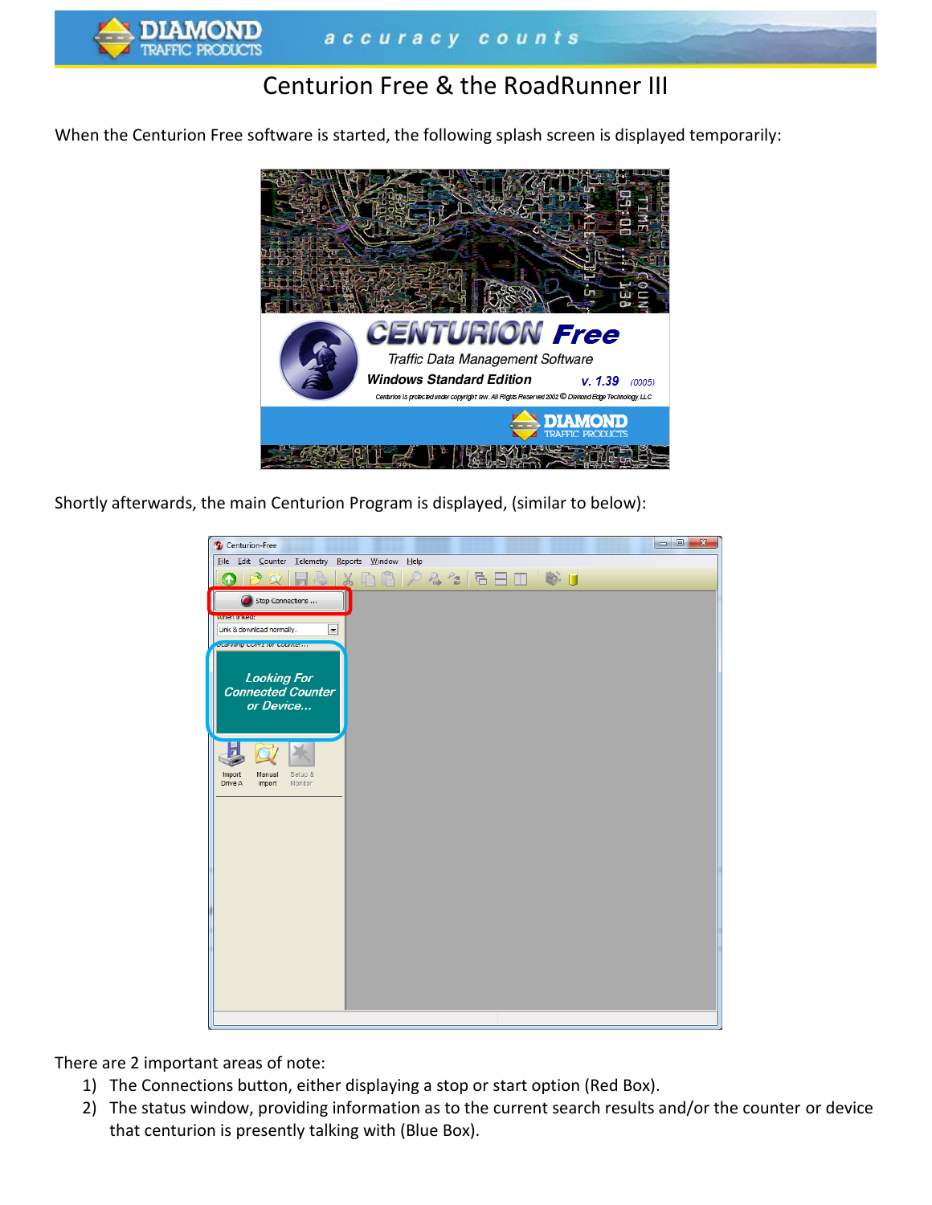# Centurion Free & the RoadRunner III

When the Centurion Free software is started, the following splash screen is displayed temporarily:

Shortly afterwards, the main Centurion Program is displayed, (similar to below):

There are 2 important areas of note:

1) The Connections button, either displaying a stop or start option (Red Box).
2) The status window, providing information as to the current search results and/or the counter or device that centurion is presently talking with (Blue Box).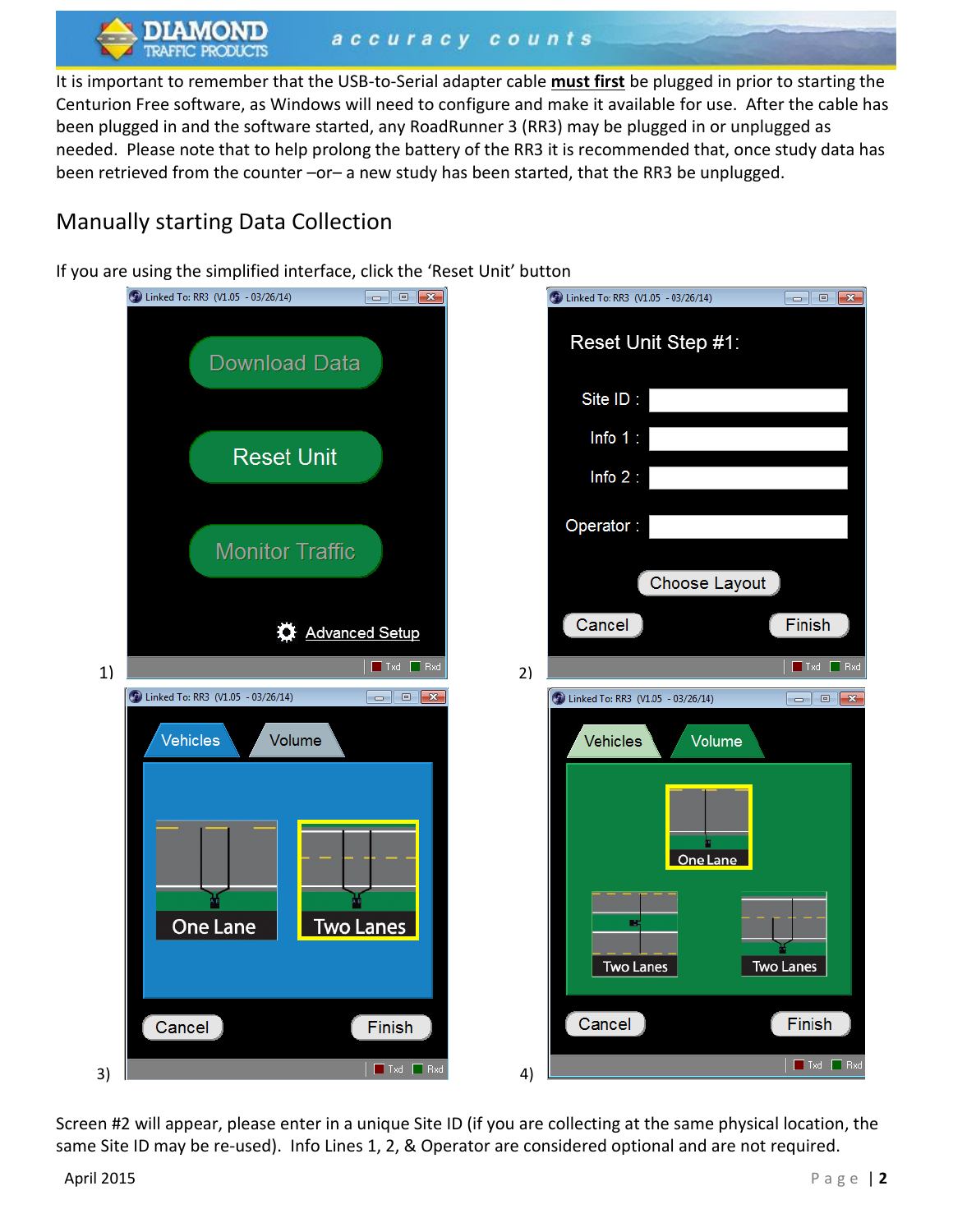It is important to remember that the USB-to-Serial adapter cable **must first** be plugged in prior to starting the Centurion Free software, as Windows will need to configure and make it available for use. After the cable has been plugged in and the software started, any RoadRunner 3 (RR3) may be plugged in or unplugged as needed. Please note that to help prolong the battery of the RR3 it is recommended that, once study data has been retrieved from the counter –or– a new study has been started, that the RR3 be unplugged.

## Manually starting Data Collection

If you are using the simplified interface, click the 'Reset Unit' button

1)

2)

3)

4)

Screen #2 will appear, please enter in a unique Site ID (if you are collecting at the same physical location, the same Site ID may be re-used). Info Lines 1, 2, & Operator are considered optional and are not required.

April 2015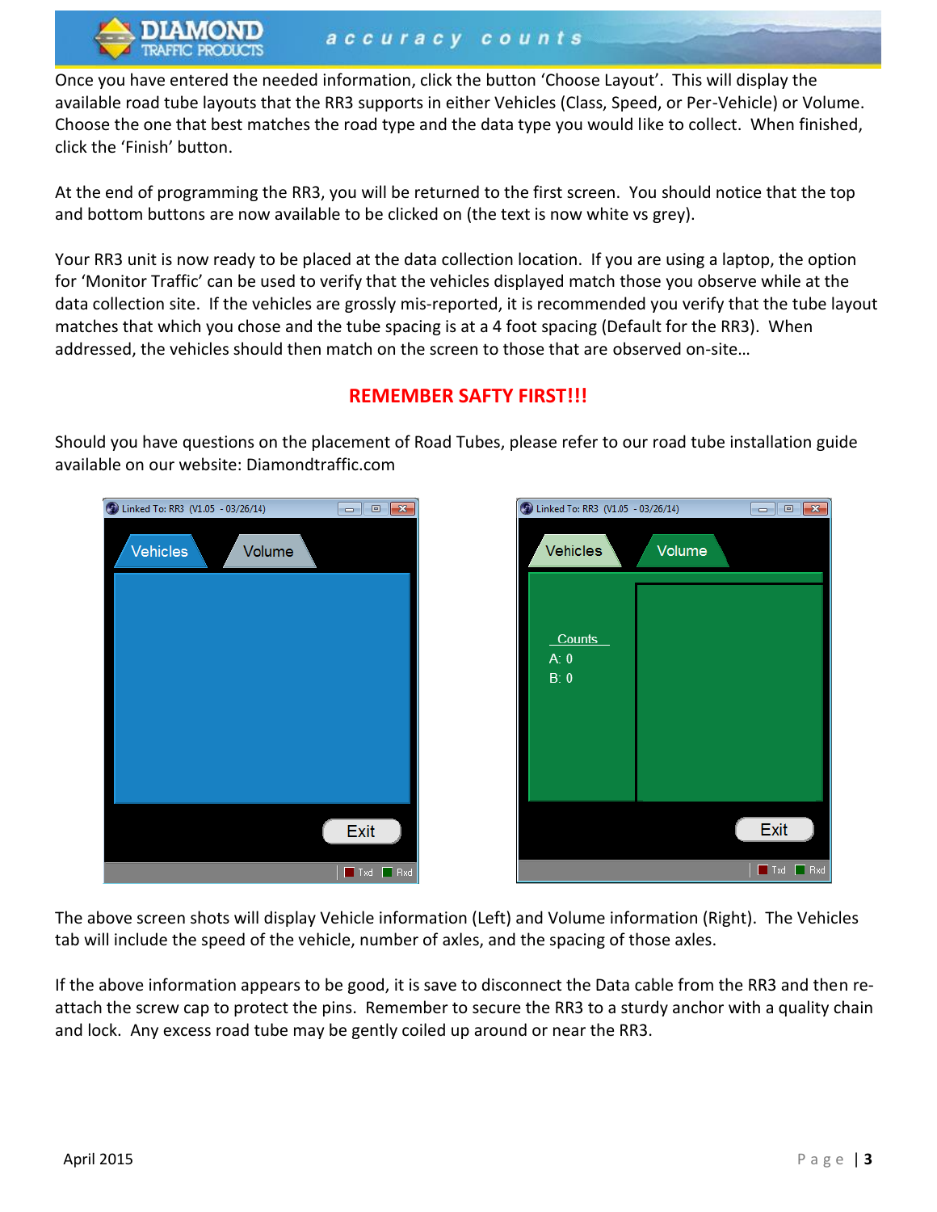Once you have entered the needed information, click the button 'Choose Layout'. This will display the available road tube layouts that the RR3 supports in either Vehicles (Class, Speed, or Per-Vehicle) or Volume. Choose the one that best matches the road type and the data type you would like to collect. When finished, click the 'Finish' button.

At the end of programming the RR3, you will be returned to the first screen. You should notice that the top and bottom buttons are now available to be clicked on (the text is now white vs grey).

Your RR3 unit is now ready to be placed at the data collection location. If you are using a laptop, the option for 'Monitor Traffic' can be used to verify that the vehicles displayed match those you observe while at the data collection site. If the vehicles are grossly mis-reported, it is recommended you verify that the tube layout matches that which you chose and the tube spacing is at a 4 foot spacing (Default for the RR3). When addressed, the vehicles should then match on the screen to those that are observed on-site…

**REMEMBER SAFTY FIRST!!!**

Should you have questions on the placement of Road Tubes, please refer to our road tube installation guide available on our website: Diamondtraffic.com

The above screen shots will display Vehicle information (Left) and Volume information (Right). The Vehicles tab will include the speed of the vehicle, number of axles, and the spacing of those axles.

If the above information appears to be good, it is save to disconnect the Data cable from the RR3 and then re-attach the screw cap to protect the pins. Remember to secure the RR3 to a sturdy anchor with a quality chain and lock. Any excess road tube may be gently coiled up around or near the RR3.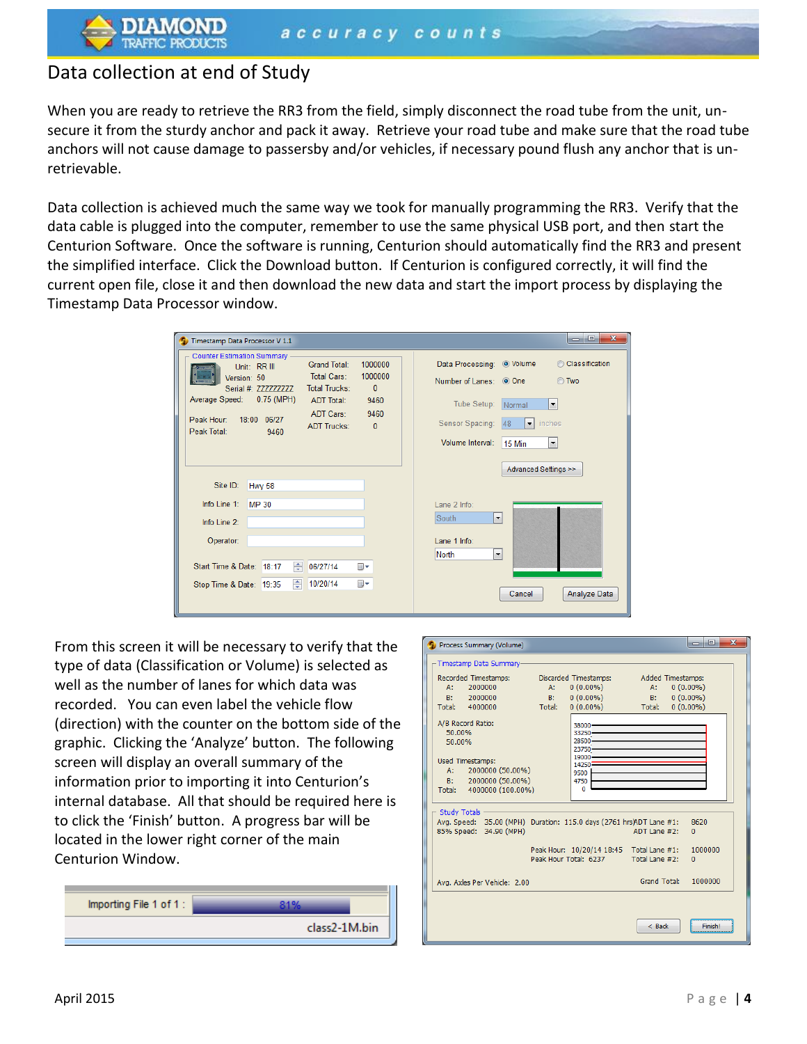# Data collection at end of Study

When you are ready to retrieve the RR3 from the field, simply disconnect the road tube from the unit, un-secure it from the sturdy anchor and pack it away. Retrieve your road tube and make sure that the road tube anchors will not cause damage to passersby and/or vehicles, if necessary pound flush any anchor that is un-retrievable.

Data collection is achieved much the same way we took for manually programming the RR3. Verify that the data cable is plugged into the computer, remember to use the same physical USB port, and then start the Centurion Software. Once the software is running, Centurion should automatically find the RR3 and present the simplified interface. Click the Download button. If Centurion is configured correctly, it will find the current open file, close it and then download the new data and start the import process by displaying the Timestamp Data Processor window.

From this screen it will be necessary to verify that the type of data (Classification or Volume) is selected as well as the number of lanes for which data was recorded. You can even label the vehicle flow (direction) with the counter on the bottom side of the graphic. Clicking the 'Analyze' button. The following screen will display an overall summary of the information prior to importing it into Centurion's internal database. All that should be required here is to click the 'Finish' button. A progress bar will be located in the lower right corner of the main Centurion Window.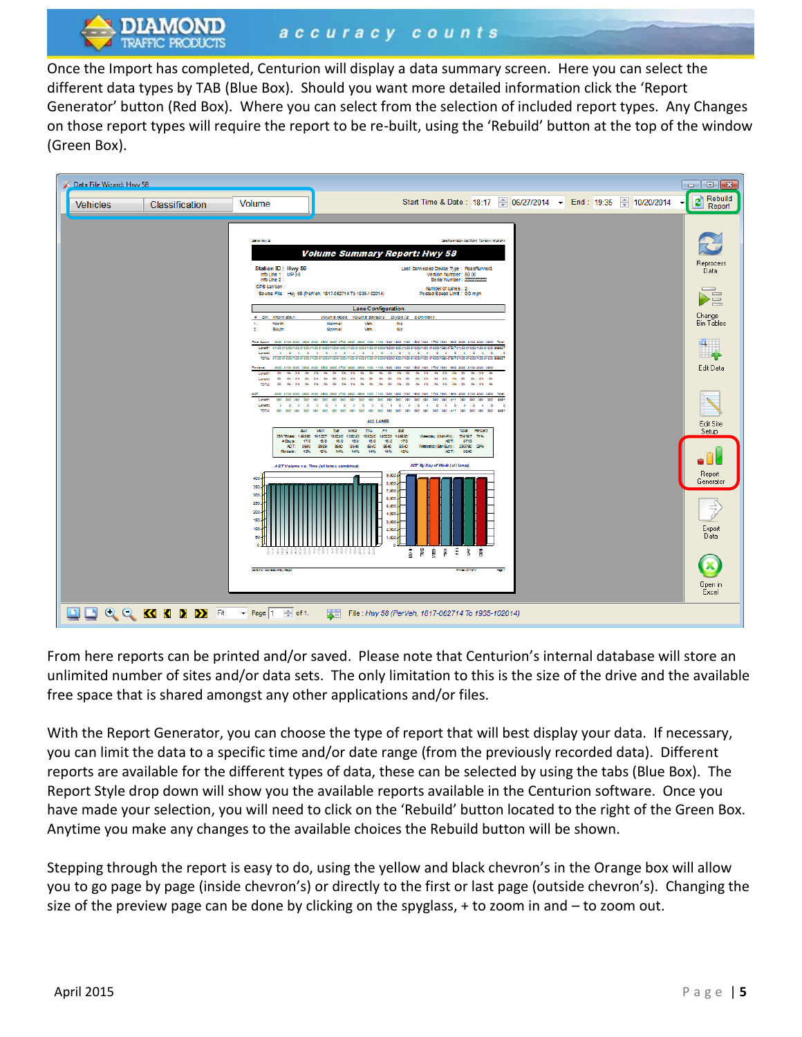Once the Import has completed, Centurion will display a data summary screen. Here you can select the different data types by TAB (Blue Box). Should you want more detailed information click the 'Report Generator' button (Red Box). Where you can select from the selection of included report types. Any Changes on those report types will require the report to be re-built, using the 'Rebuild' button at the top of the window (Green Box).

From here reports can be printed and/or saved. Please note that Centurion's internal database will store an unlimited number of sites and/or data sets. The only limitation to this is the size of the drive and the available free space that is shared amongst any other applications and/or files.

With the Report Generator, you can choose the type of report that will best display your data. If necessary, you can limit the data to a specific time and/or date range (from the previously recorded data). Different reports are available for the different types of data, these can be selected by using the tabs (Blue Box). The Report Style drop down will show you the available reports available in the Centurion software. Once you have made your selection, you will need to click on the 'Rebuild' button located to the right of the Green Box. Anytime you make any changes to the available choices the Rebuild button will be shown.

Stepping through the report is easy to do, using the yellow and black chevron's in the Orange box will allow you to go page by page (inside chevron's) or directly to the first or last page (outside chevron's). Changing the size of the preview page can be done by clicking on the spyglass, + to zoom in and – to zoom out.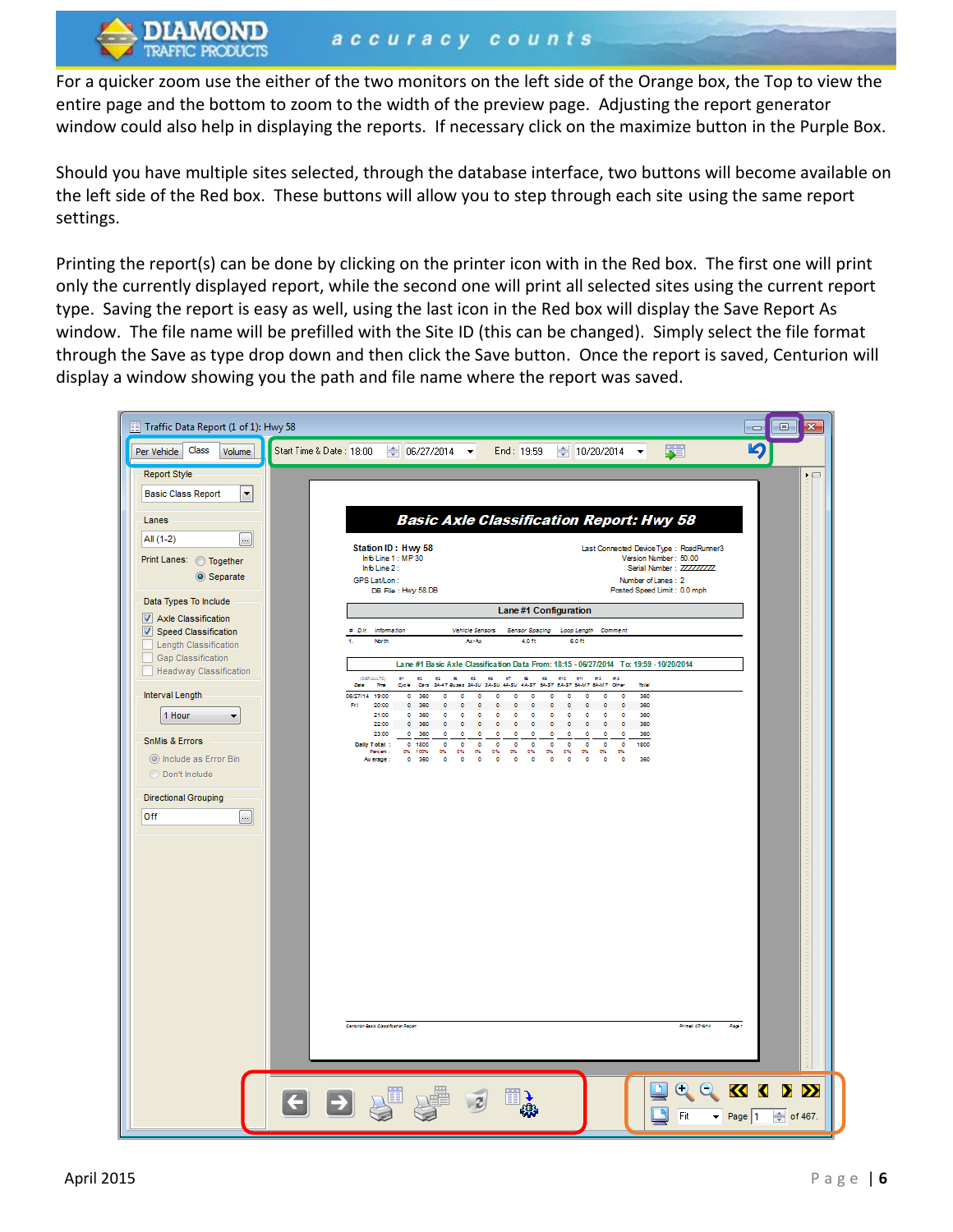For a quicker zoom use the either of the two monitors on the left side of the Orange box, the Top to view the entire page and the bottom to zoom to the width of the preview page. Adjusting the report generator window could also help in displaying the reports. If necessary click on the maximize button in the Purple Box.

Should you have multiple sites selected, through the database interface, two buttons will become available on the left side of the Red box. These buttons will allow you to step through each site using the same report settings.

Printing the report(s) can be done by clicking on the printer icon with in the Red box. The first one will print only the currently displayed report, while the second one will print all selected sites using the current report type. Saving the report is easy as well, using the last icon in the Red box will display the Save Report As window. The file name will be prefilled with the Site ID (this can be changed). Simply select the file format through the Save as type drop down and then click the Save button. Once the report is saved, Centurion will display a window showing you the path and file name where the report was saved.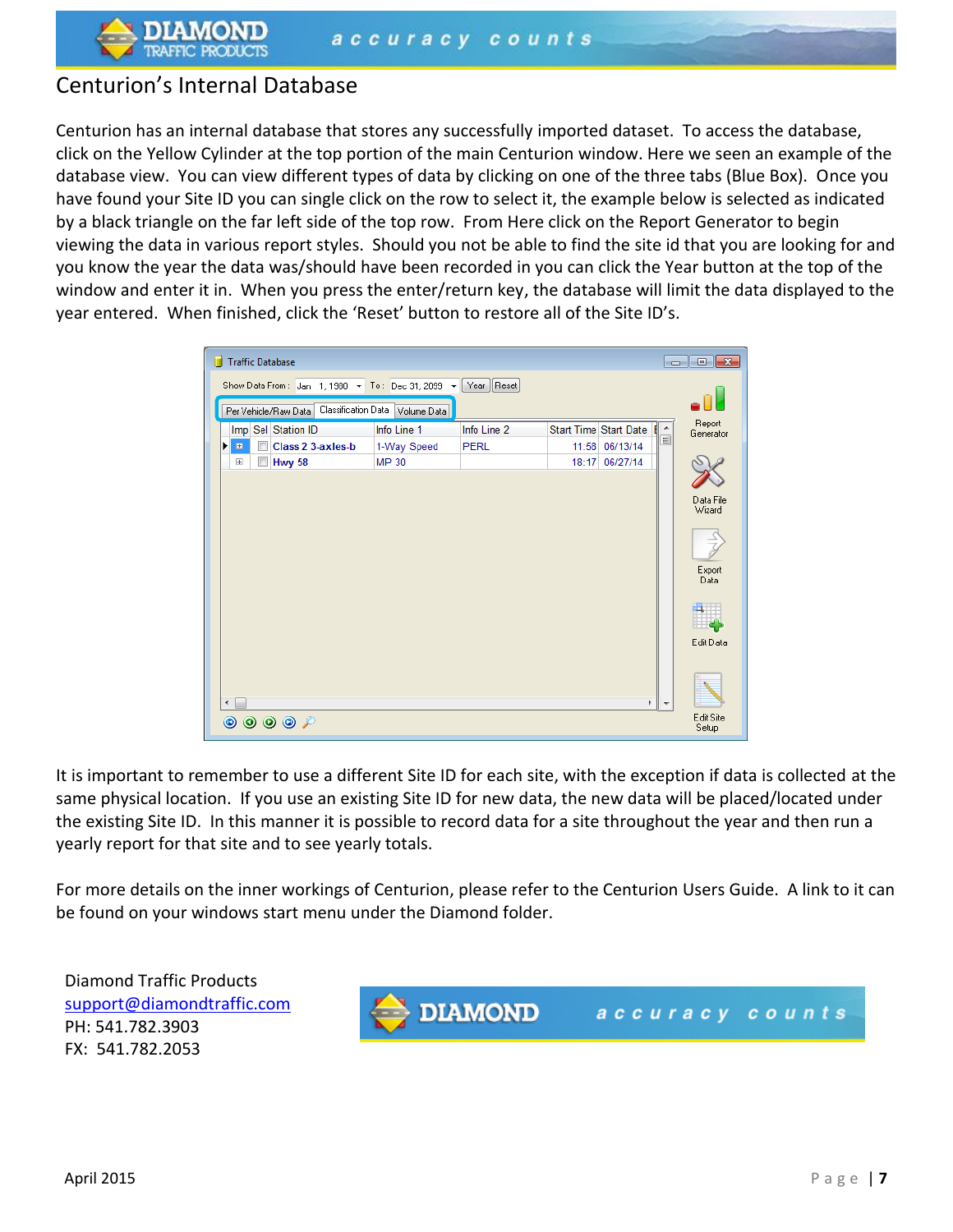# Centurion's Internal Database

Centurion has an internal database that stores any successfully imported dataset. To access the database, click on the Yellow Cylinder at the top portion of the main Centurion window. Here we seen an example of the database view. You can view different types of data by clicking on one of the three tabs (Blue Box). Once you have found your Site ID you can single click on the row to select it, the example below is selected as indicated by a black triangle on the far left side of the top row. From Here click on the Report Generator to begin viewing the data in various report styles. Should you not be able to find the site id that you are looking for and you know the year the data was/should have been recorded in you can click the Year button at the top of the window and enter it in. When you press the enter/return key, the database will limit the data displayed to the year entered. When finished, click the 'Reset' button to restore all of the Site ID's.

It is important to remember to use a different Site ID for each site, with the exception if data is collected at the same physical location. If you use an existing Site ID for new data, the new data will be placed/located under the existing Site ID. In this manner it is possible to record data for a site throughout the year and then run a yearly report for that site and to see yearly totals.

For more details on the inner workings of Centurion, please refer to the Centurion Users Guide. A link to it can be found on your windows start menu under the Diamond folder.

Diamond Traffic Products
support@diamondtraffic.com
PH: 541.782.3903
FX: 541.782.2053

April 2015